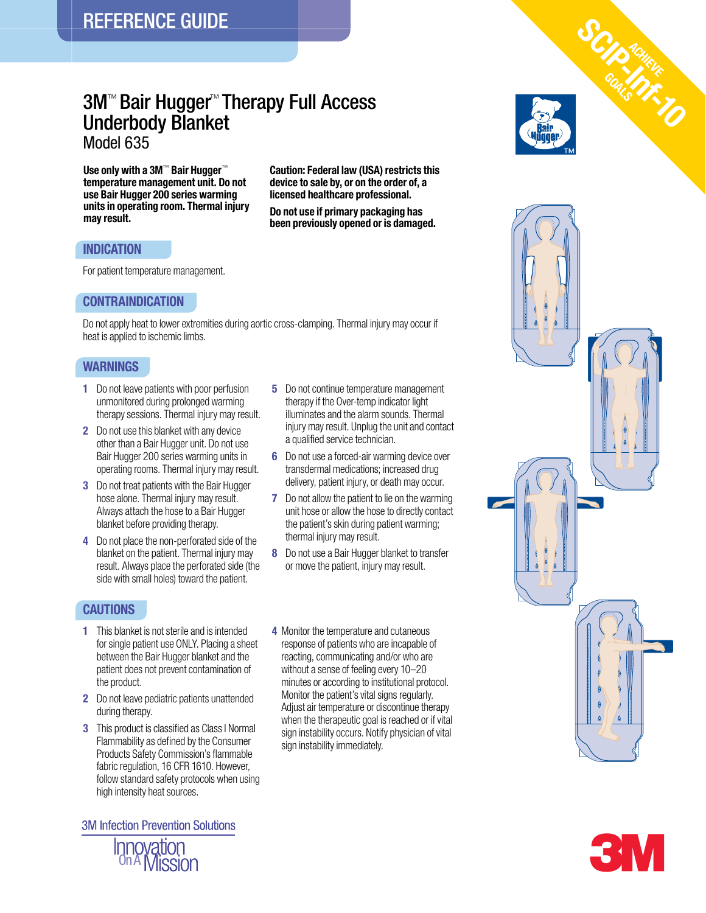REFERENCE GUIDE

SCIP-Inf-10 ACHIEVE GOALS

# 3M™ Bair Hugger™ Therapy Full Access Underbody Blanket

## Model 635

**Use only with a 3M™ Bair Hugger™ temperature management unit. Do not use Bair Hugger 200 series warming units in operating room. Thermal injury may result.**

**Caution: Federal law (USA) restricts this device to sale by, or on the order of, a licensed healthcare professional.**

**Do not use if primary packaging has been previously opened or is damaged.**

## INDICATION

For patient temperature management.

## CONTRAINDICATION

Do not apply heat to lower extremities during aortic cross-clamping. Thermal injury may occur if heat is applied to ischemic limbs.

## WARNINGS

1. Do not leave patients with poor perfusion unmonitored during prolonged warming therapy sessions. Thermal injury may result.
2. Do not use this blanket with any device other than a Bair Hugger unit. Do not use Bair Hugger 200 series warming units in operating rooms. Thermal injury may result.
3. Do not treat patients with the Bair Hugger hose alone. Thermal injury may result. Always attach the hose to a Bair Hugger blanket before providing therapy.
4. Do not place the non-perforated side of the blanket on the patient. Thermal injury may result. Always place the perforated side (the side with small holes) toward the patient.
5. Do not continue temperature management therapy if the Over-temp indicator light illuminates and the alarm sounds. Thermal injury may result. Unplug the unit and contact a qualified service technician.
6. Do not use a forced-air warming device over transdermal medications; increased drug delivery, patient injury, or death may occur.
7. Do not allow the patient to lie on the warming unit hose or allow the hose to directly contact the patient's skin during patient warming; thermal injury may result.
8. Do not use a Bair Hugger blanket to transfer or move the patient, injury may result.

## CAUTIONS

1. This blanket is not sterile and is intended for single patient use ONLY. Placing a sheet between the Bair Hugger blanket and the patient does not prevent contamination of the product.
2. Do not leave pediatric patients unattended during therapy.
3. This product is classified as Class I Normal Flammability as defined by the Consumer Products Safety Commission's flammable fabric regulation, 16 CFR 1610. However, follow standard safety protocols when using high intensity heat sources.
4. Monitor the temperature and cutaneous response of patients who are incapable of reacting, communicating and/or who are without a sense of feeling every 10–20 minutes or according to institutional protocol. Monitor the patient's vital signs regularly. Adjust air temperature or discontinue therapy when the therapeutic goal is reached or if vital sign instability occurs. Notify physician of vital sign instability immediately.

3M Infection Prevention Solutions

Innovation On A Mission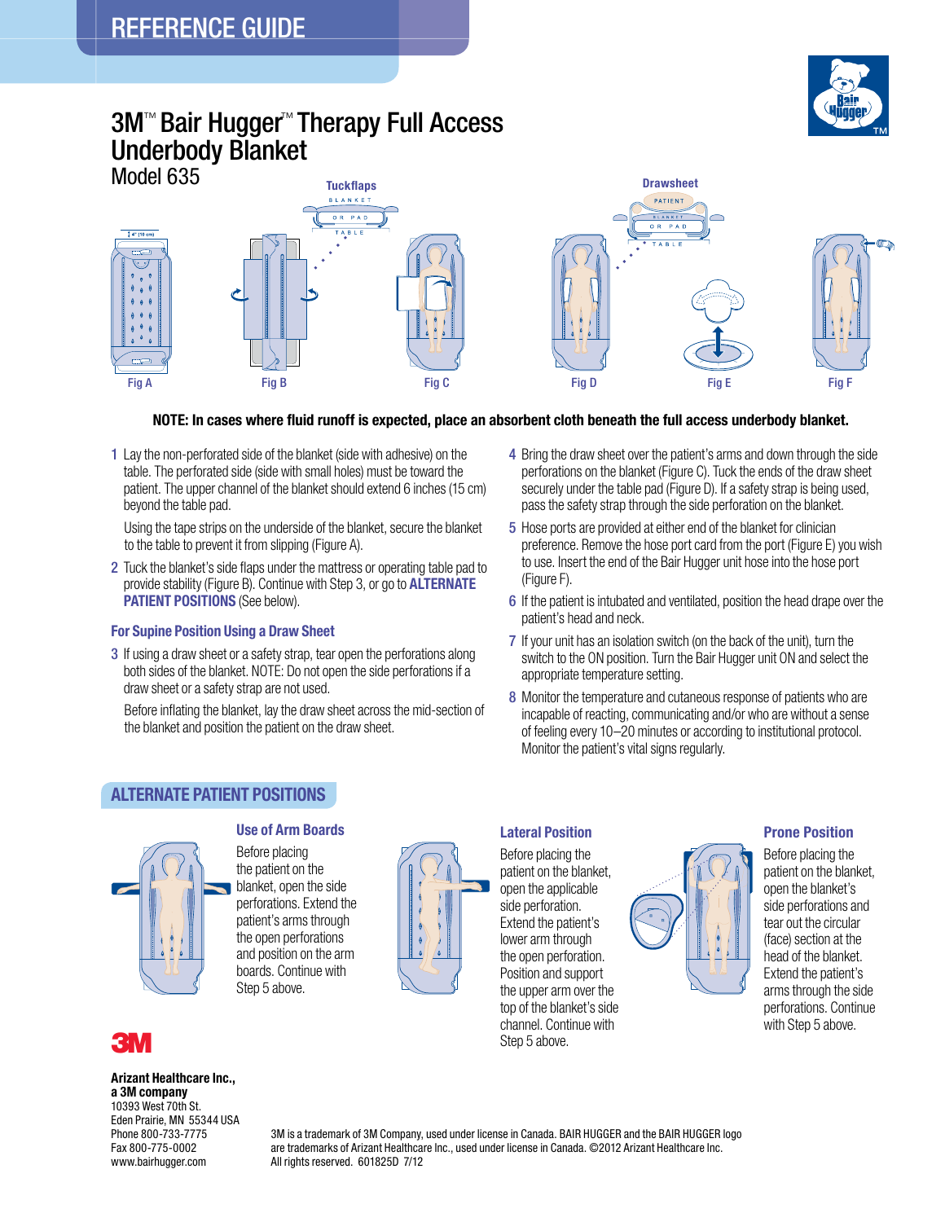REFERENCE GUIDE

# 3M™ Bair Hugger™ Therapy Full Access Underbody Blanket

Model 635

Tuckflaps

BLANKET

OR PAD

TABLE

Drawsheet

PATIENT

BLANKET

OR PAD

TABLE

4" (10 cm)

Fig A

Fig B

Fig C

Fig D

Fig E

Fig F

**NOTE: In cases where fluid runoff is expected, place an absorbent cloth beneath the full access underbody blanket.**

1. Lay the non-perforated side of the blanket (side with adhesive) on the table. The perforated side (side with small holes) must be toward the patient. The upper channel of the blanket should extend 6 inches (15 cm) beyond the table pad.

   Using the tape strips on the underside of the blanket, secure the blanket to the table to prevent it from slipping (Figure A).

2. Tuck the blanket's side flaps under the mattress or operating table pad to provide stability (Figure B). Continue with Step 3, or go to **ALTERNATE PATIENT POSITIONS** (See below).

### For Supine Position Using a Draw Sheet

3. If using a draw sheet or a safety strap, tear open the perforations along both sides of the blanket. NOTE: Do not open the side perforations if a draw sheet or a safety strap are not used.

   Before inflating the blanket, lay the draw sheet across the mid-section of the blanket and position the patient on the draw sheet.

4. Bring the draw sheet over the patient's arms and down through the side perforations on the blanket (Figure C). Tuck the ends of the draw sheet securely under the table pad (Figure D). If a safety strap is being used, pass the safety strap through the side perforation on the blanket.

5. Hose ports are provided at either end of the blanket for clinician preference. Remove the hose port card from the port (Figure E) you wish to use. Insert the end of the Bair Hugger unit hose into the hose port (Figure F).

6. If the patient is intubated and ventilated, position the head drape over the patient's head and neck.

7. If your unit has an isolation switch (on the back of the unit), turn the switch to the ON position. Turn the Bair Hugger unit ON and select the appropriate temperature setting.

8. Monitor the temperature and cutaneous response of patients who are incapable of reacting, communicating and/or who are without a sense of feeling every 10–20 minutes or according to institutional protocol. Monitor the patient's vital signs regularly.

## ALTERNATE PATIENT POSITIONS

### Use of Arm Boards

Before placing the patient on the blanket, open the side perforations. Extend the patient's arms through the open perforations and position on the arm boards. Continue with Step 5 above.

### Lateral Position

Before placing the patient on the blanket, open the applicable side perforation. Extend the patient's lower arm through the open perforation. Position and support the upper arm over the top of the blanket's side channel. Continue with Step 5 above.

### Prone Position

Before placing the patient on the blanket, open the blanket's side perforations and tear out the circular (face) section at the head of the blanket. Extend the patient's arms through the side perforations. Continue with Step 5 above.

3M

**Arizant Healthcare Inc., a 3M company**
10393 West 70th St.
Eden Prairie, MN 55344 USA
Phone 800-733-7775
Fax 800-775-0002
www.bairhugger.com

3M is a trademark of 3M Company, used under license in Canada. BAIR HUGGER and the BAIR HUGGER logo are trademarks of Arizant Healthcare Inc., used under license in Canada. ©2012 Arizant Healthcare Inc. All rights reserved. 601825D 7/12